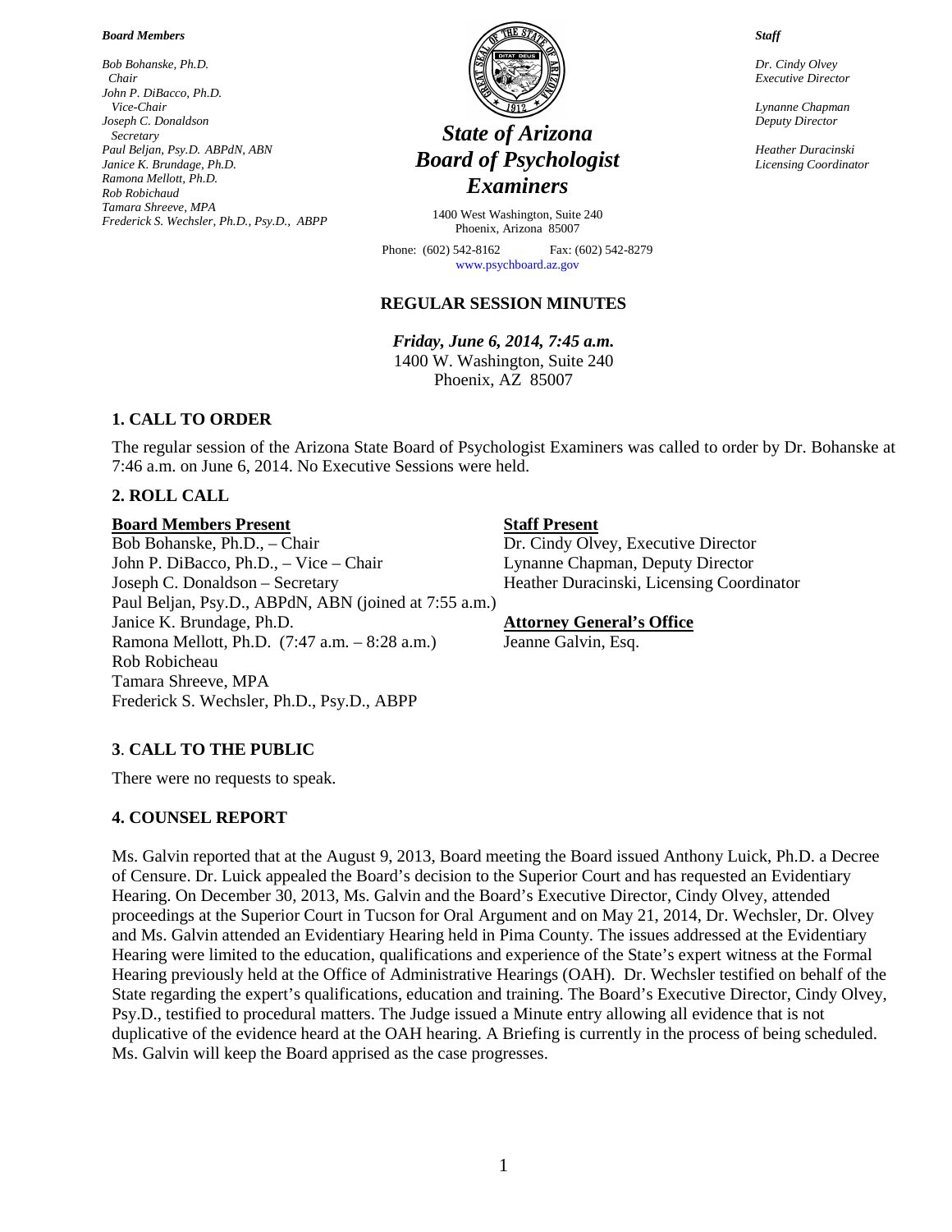*Board Members*

*Bob Bohanske, Ph.D.*
*Chair*
*John P. DiBacco, Ph.D.*
*Vice-Chair*
*Joseph C. Donaldson*
*Secretary*
*Paul Beljan, Psy.D. ABPdN, ABN*
*Janice K. Brundage, Ph.D.*
*Ramona Mellott, Ph.D.*
*Rob Robichaud*
*Tamara Shreeve, MPA*
*Frederick S. Wechsler, Ph.D., Psy.D., ABPP*

# *State of Arizona Board of Psychologist Examiners*

1400 West Washington, Suite 240
Phoenix, Arizona 85007

Phone: (602) 542-8162 Fax: (602) 542-8279
www.psychboard.az.gov

*Staff*

*Dr. Cindy Olvey*
*Executive Director*

*Lynanne Chapman*
*Deputy Director*

*Heather Duracinski*
*Licensing Coordinator*

## REGULAR SESSION MINUTES

***Friday, June 6, 2014, 7:45 a.m.***
1400 W. Washington, Suite 240
Phoenix, AZ 85007

### 1. CALL TO ORDER

The regular session of the Arizona State Board of Psychologist Examiners was called to order by Dr. Bohanske at 7:46 a.m. on June 6, 2014. No Executive Sessions were held.

### 2. ROLL CALL

**Board Members Present**
Bob Bohanske, Ph.D., – Chair
John P. DiBacco, Ph.D., – Vice – Chair
Joseph C. Donaldson – Secretary
Paul Beljan, Psy.D., ABPdN, ABN (joined at 7:55 a.m.)
Janice K. Brundage, Ph.D.
Ramona Mellott, Ph.D. (7:47 a.m. – 8:28 a.m.)
Rob Robicheau
Tamara Shreeve, MPA
Frederick S. Wechsler, Ph.D., Psy.D., ABPP

**Staff Present**
Dr. Cindy Olvey, Executive Director
Lynanne Chapman, Deputy Director
Heather Duracinski, Licensing Coordinator

**Attorney General's Office**
Jeanne Galvin, Esq.

### 3. CALL TO THE PUBLIC

There were no requests to speak.

### 4. COUNSEL REPORT

Ms. Galvin reported that at the August 9, 2013, Board meeting the Board issued Anthony Luick, Ph.D. a Decree of Censure. Dr. Luick appealed the Board's decision to the Superior Court and has requested an Evidentiary Hearing. On December 30, 2013, Ms. Galvin and the Board's Executive Director, Cindy Olvey, attended proceedings at the Superior Court in Tucson for Oral Argument and on May 21, 2014, Dr. Wechsler, Dr. Olvey and Ms. Galvin attended an Evidentiary Hearing held in Pima County. The issues addressed at the Evidentiary Hearing were limited to the education, qualifications and experience of the State's expert witness at the Formal Hearing previously held at the Office of Administrative Hearings (OAH). Dr. Wechsler testified on behalf of the State regarding the expert's qualifications, education and training. The Board's Executive Director, Cindy Olvey, Psy.D., testified to procedural matters. The Judge issued a Minute entry allowing all evidence that is not duplicative of the evidence heard at the OAH hearing. A Briefing is currently in the process of being scheduled. Ms. Galvin will keep the Board apprised as the case progresses.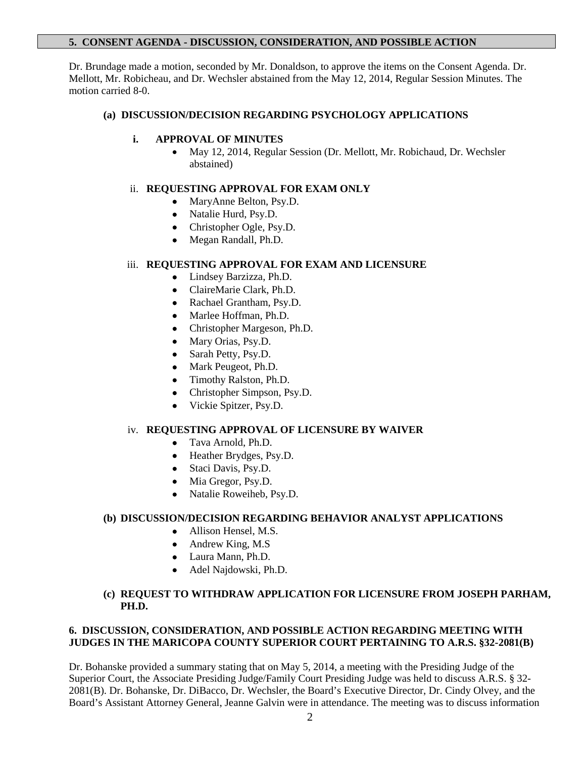## 5. CONSENT AGENDA - DISCUSSION, CONSIDERATION, AND POSSIBLE ACTION

Dr. Brundage made a motion, seconded by Mr. Donaldson, to approve the items on the Consent Agenda. Dr. Mellott, Mr. Robicheau, and Dr. Wechsler abstained from the May 12, 2014, Regular Session Minutes. The motion carried 8-0.

### (a) DISCUSSION/DECISION REGARDING PSYCHOLOGY APPLICATIONS

#### i. APPROVAL OF MINUTES

- May 12, 2014, Regular Session (Dr. Mellott, Mr. Robichaud, Dr. Wechsler abstained)

#### ii. REQUESTING APPROVAL FOR EXAM ONLY

- MaryAnne Belton, Psy.D.
- Natalie Hurd, Psy.D.
- Christopher Ogle, Psy.D.
- Megan Randall, Ph.D.

#### iii. REQUESTING APPROVAL FOR EXAM AND LICENSURE

- Lindsey Barzizza, Ph.D.
- ClaireMarie Clark, Ph.D.
- Rachael Grantham, Psy.D.
- Marlee Hoffman, Ph.D.
- Christopher Margeson, Ph.D.
- Mary Orias, Psy.D.
- Sarah Petty, Psy.D.
- Mark Peugeot, Ph.D.
- Timothy Ralston, Ph.D.
- Christopher Simpson, Psy.D.
- Vickie Spitzer, Psy.D.

#### iv. REQUESTING APPROVAL OF LICENSURE BY WAIVER

- Tava Arnold, Ph.D.
- Heather Brydges, Psy.D.
- Staci Davis, Psy.D.
- Mia Gregor, Psy.D.
- Natalie Roweiheb, Psy.D.

### (b) DISCUSSION/DECISION REGARDING BEHAVIOR ANALYST APPLICATIONS

- Allison Hensel, M.S.
- Andrew King, M.S
- Laura Mann, Ph.D.
- Adel Najdowski, Ph.D.

### (c) REQUEST TO WITHDRAW APPLICATION FOR LICENSURE FROM JOSEPH PARHAM, PH.D.

## 6. DISCUSSION, CONSIDERATION, AND POSSIBLE ACTION REGARDING MEETING WITH JUDGES IN THE MARICOPA COUNTY SUPERIOR COURT PERTAINING TO A.R.S. §32-2081(B)

Dr. Bohanske provided a summary stating that on May 5, 2014, a meeting with the Presiding Judge of the Superior Court, the Associate Presiding Judge/Family Court Presiding Judge was held to discuss A.R.S. § 32-2081(B). Dr. Bohanske, Dr. DiBacco, Dr. Wechsler, the Board's Executive Director, Dr. Cindy Olvey, and the Board's Assistant Attorney General, Jeanne Galvin were in attendance. The meeting was to discuss information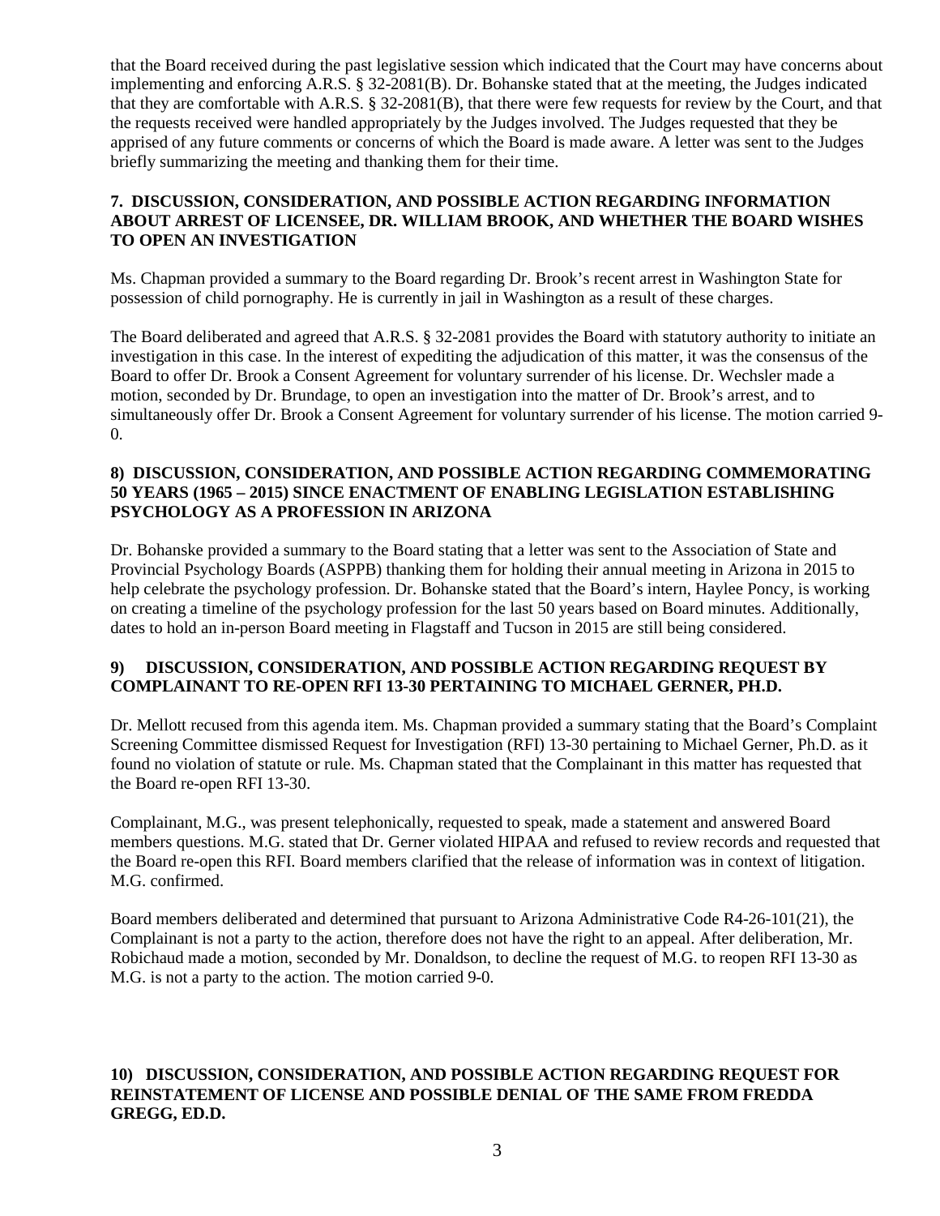that the Board received during the past legislative session which indicated that the Court may have concerns about implementing and enforcing A.R.S. § 32-2081(B). Dr. Bohanske stated that at the meeting, the Judges indicated that they are comfortable with A.R.S. § 32-2081(B), that there were few requests for review by the Court, and that the requests received were handled appropriately by the Judges involved. The Judges requested that they be apprised of any future comments or concerns of which the Board is made aware. A letter was sent to the Judges briefly summarizing the meeting and thanking them for their time.

**7. DISCUSSION, CONSIDERATION, AND POSSIBLE ACTION REGARDING INFORMATION ABOUT ARREST OF LICENSEE, DR. WILLIAM BROOK, AND WHETHER THE BOARD WISHES TO OPEN AN INVESTIGATION**

Ms. Chapman provided a summary to the Board regarding Dr. Brook's recent arrest in Washington State for possession of child pornography. He is currently in jail in Washington as a result of these charges.

The Board deliberated and agreed that A.R.S. § 32-2081 provides the Board with statutory authority to initiate an investigation in this case. In the interest of expediting the adjudication of this matter, it was the consensus of the Board to offer Dr. Brook a Consent Agreement for voluntary surrender of his license. Dr. Wechsler made a motion, seconded by Dr. Brundage, to open an investigation into the matter of Dr. Brook's arrest, and to simultaneously offer Dr. Brook a Consent Agreement for voluntary surrender of his license. The motion carried 9-0.

**8) DISCUSSION, CONSIDERATION, AND POSSIBLE ACTION REGARDING COMMEMORATING 50 YEARS (1965 – 2015) SINCE ENACTMENT OF ENABLING LEGISLATION ESTABLISHING PSYCHOLOGY AS A PROFESSION IN ARIZONA**

Dr. Bohanske provided a summary to the Board stating that a letter was sent to the Association of State and Provincial Psychology Boards (ASPPB) thanking them for holding their annual meeting in Arizona in 2015 to help celebrate the psychology profession. Dr. Bohanske stated that the Board's intern, Haylee Poncy, is working on creating a timeline of the psychology profession for the last 50 years based on Board minutes. Additionally, dates to hold an in-person Board meeting in Flagstaff and Tucson in 2015 are still being considered.

**9) DISCUSSION, CONSIDERATION, AND POSSIBLE ACTION REGARDING REQUEST BY COMPLAINANT TO RE-OPEN RFI 13-30 PERTAINING TO MICHAEL GERNER, PH.D.**

Dr. Mellott recused from this agenda item. Ms. Chapman provided a summary stating that the Board's Complaint Screening Committee dismissed Request for Investigation (RFI) 13-30 pertaining to Michael Gerner, Ph.D. as it found no violation of statute or rule. Ms. Chapman stated that the Complainant in this matter has requested that the Board re-open RFI 13-30.

Complainant, M.G., was present telephonically, requested to speak, made a statement and answered Board members questions. M.G. stated that Dr. Gerner violated HIPAA and refused to review records and requested that the Board re-open this RFI. Board members clarified that the release of information was in context of litigation. M.G. confirmed.

Board members deliberated and determined that pursuant to Arizona Administrative Code R4-26-101(21), the Complainant is not a party to the action, therefore does not have the right to an appeal. After deliberation, Mr. Robichaud made a motion, seconded by Mr. Donaldson, to decline the request of M.G. to reopen RFI 13-30 as M.G. is not a party to the action. The motion carried 9-0.

**10) DISCUSSION, CONSIDERATION, AND POSSIBLE ACTION REGARDING REQUEST FOR REINSTATEMENT OF LICENSE AND POSSIBLE DENIAL OF THE SAME FROM FREDDA GREGG, ED.D.**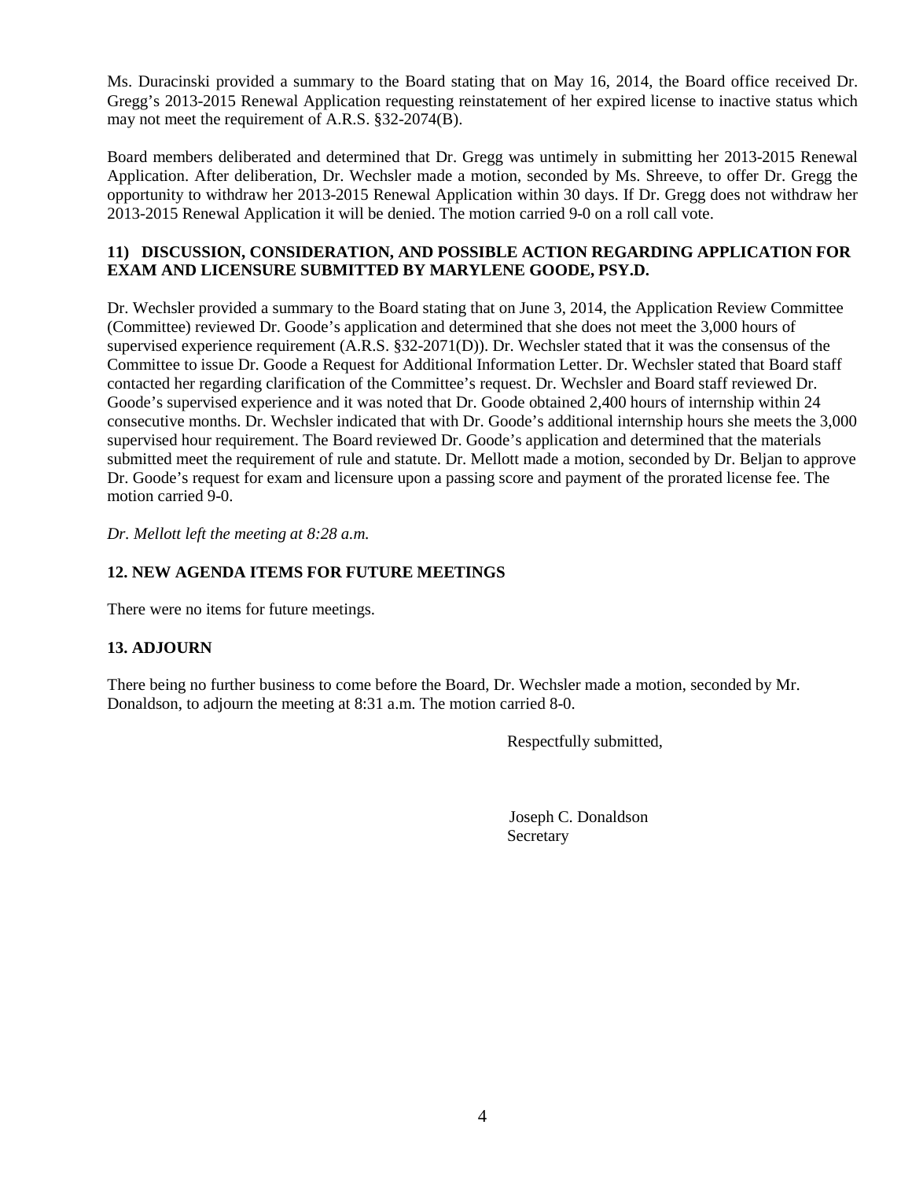Ms. Duracinski provided a summary to the Board stating that on May 16, 2014, the Board office received Dr. Gregg's 2013-2015 Renewal Application requesting reinstatement of her expired license to inactive status which may not meet the requirement of A.R.S. §32-2074(B).

Board members deliberated and determined that Dr. Gregg was untimely in submitting her 2013-2015 Renewal Application. After deliberation, Dr. Wechsler made a motion, seconded by Ms. Shreeve, to offer Dr. Gregg the opportunity to withdraw her 2013-2015 Renewal Application within 30 days. If Dr. Gregg does not withdraw her 2013-2015 Renewal Application it will be denied. The motion carried 9-0 on a roll call vote.

**11) DISCUSSION, CONSIDERATION, AND POSSIBLE ACTION REGARDING APPLICATION FOR EXAM AND LICENSURE SUBMITTED BY MARYLENE GOODE, PSY.D.**

Dr. Wechsler provided a summary to the Board stating that on June 3, 2014, the Application Review Committee (Committee) reviewed Dr. Goode's application and determined that she does not meet the 3,000 hours of supervised experience requirement (A.R.S. §32-2071(D)). Dr. Wechsler stated that it was the consensus of the Committee to issue Dr. Goode a Request for Additional Information Letter. Dr. Wechsler stated that Board staff contacted her regarding clarification of the Committee's request. Dr. Wechsler and Board staff reviewed Dr. Goode's supervised experience and it was noted that Dr. Goode obtained 2,400 hours of internship within 24 consecutive months. Dr. Wechsler indicated that with Dr. Goode's additional internship hours she meets the 3,000 supervised hour requirement. The Board reviewed Dr. Goode's application and determined that the materials submitted meet the requirement of rule and statute. Dr. Mellott made a motion, seconded by Dr. Beljan to approve Dr. Goode's request for exam and licensure upon a passing score and payment of the prorated license fee. The motion carried 9-0.

*Dr. Mellott left the meeting at 8:28 a.m.*

**12. NEW AGENDA ITEMS FOR FUTURE MEETINGS**

There were no items for future meetings.

**13. ADJOURN**

There being no further business to come before the Board, Dr. Wechsler made a motion, seconded by Mr. Donaldson, to adjourn the meeting at 8:31 a.m. The motion carried 8-0.

Respectfully submitted,

Joseph C. Donaldson
Secretary